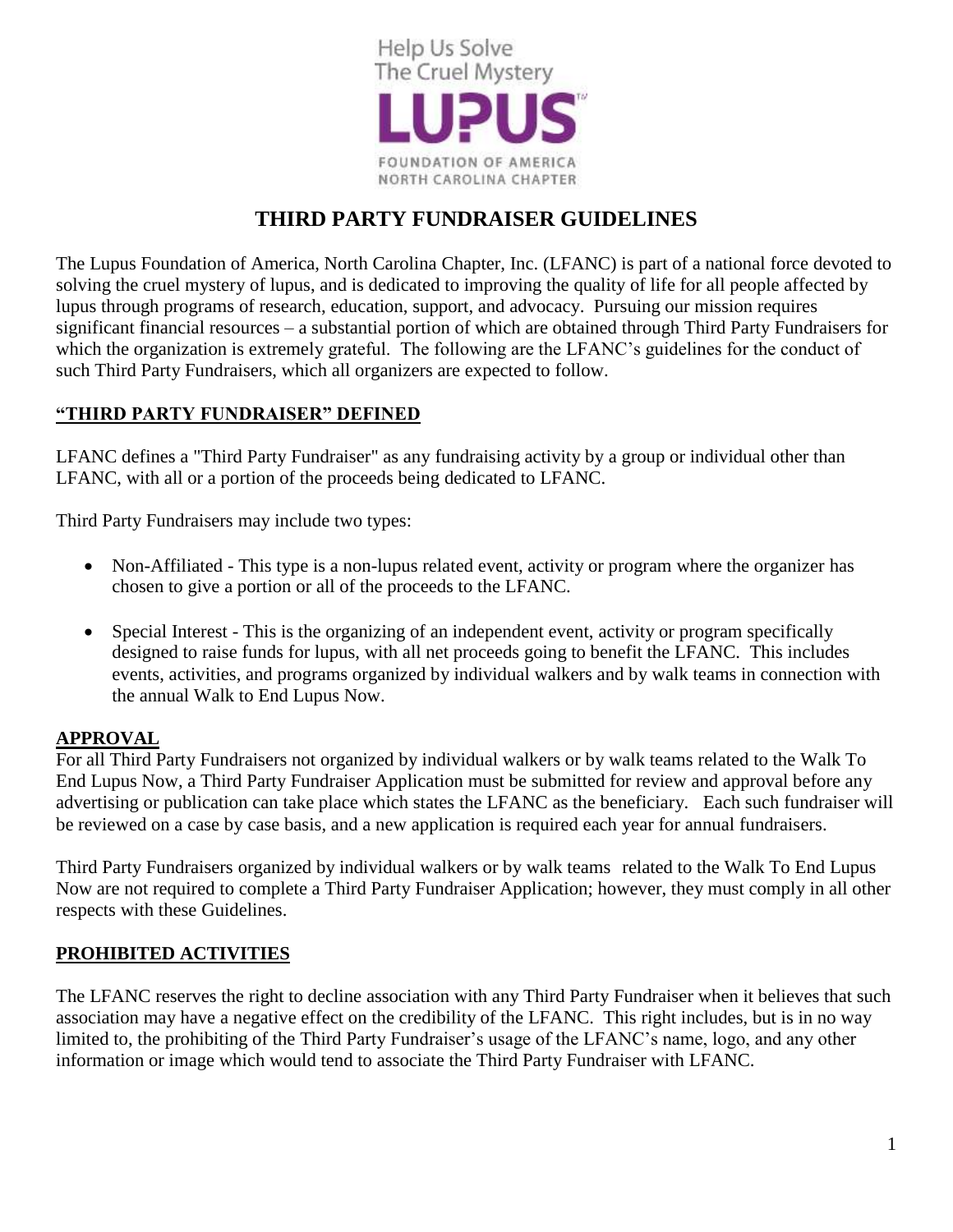Help Us Solve
The Cruel Mystery

LUPUS

FOUNDATION OF AMERICA
NORTH CAROLINA CHAPTER

# THIRD PARTY FUNDRAISER GUIDELINES

The Lupus Foundation of America, North Carolina Chapter, Inc. (LFANC) is part of a national force devoted to solving the cruel mystery of lupus, and is dedicated to improving the quality of life for all people affected by lupus through programs of research, education, support, and advocacy. Pursuing our mission requires significant financial resources – a substantial portion of which are obtained through Third Party Fundraisers for which the organization is extremely grateful. The following are the LFANC's guidelines for the conduct of such Third Party Fundraisers, which all organizers are expected to follow.

## "THIRD PARTY FUNDRAISER" DEFINED

LFANC defines a "Third Party Fundraiser" as any fundraising activity by a group or individual other than LFANC, with all or a portion of the proceeds being dedicated to LFANC.

Third Party Fundraisers may include two types:

- Non-Affiliated - This type is a non-lupus related event, activity or program where the organizer has chosen to give a portion or all of the proceeds to the LFANC.
- Special Interest - This is the organizing of an independent event, activity or program specifically designed to raise funds for lupus, with all net proceeds going to benefit the LFANC. This includes events, activities, and programs organized by individual walkers and by walk teams in connection with the annual Walk to End Lupus Now.

## APPROVAL

For all Third Party Fundraisers not organized by individual walkers or by walk teams related to the Walk To End Lupus Now, a Third Party Fundraiser Application must be submitted for review and approval before any advertising or publication can take place which states the LFANC as the beneficiary. Each such fundraiser will be reviewed on a case by case basis, and a new application is required each year for annual fundraisers.

Third Party Fundraisers organized by individual walkers or by walk teams related to the Walk To End Lupus Now are not required to complete a Third Party Fundraiser Application; however, they must comply in all other respects with these Guidelines.

## PROHIBITED ACTIVITIES

The LFANC reserves the right to decline association with any Third Party Fundraiser when it believes that such association may have a negative effect on the credibility of the LFANC. This right includes, but is in no way limited to, the prohibiting of the Third Party Fundraiser's usage of the LFANC's name, logo, and any other information or image which would tend to associate the Third Party Fundraiser with LFANC.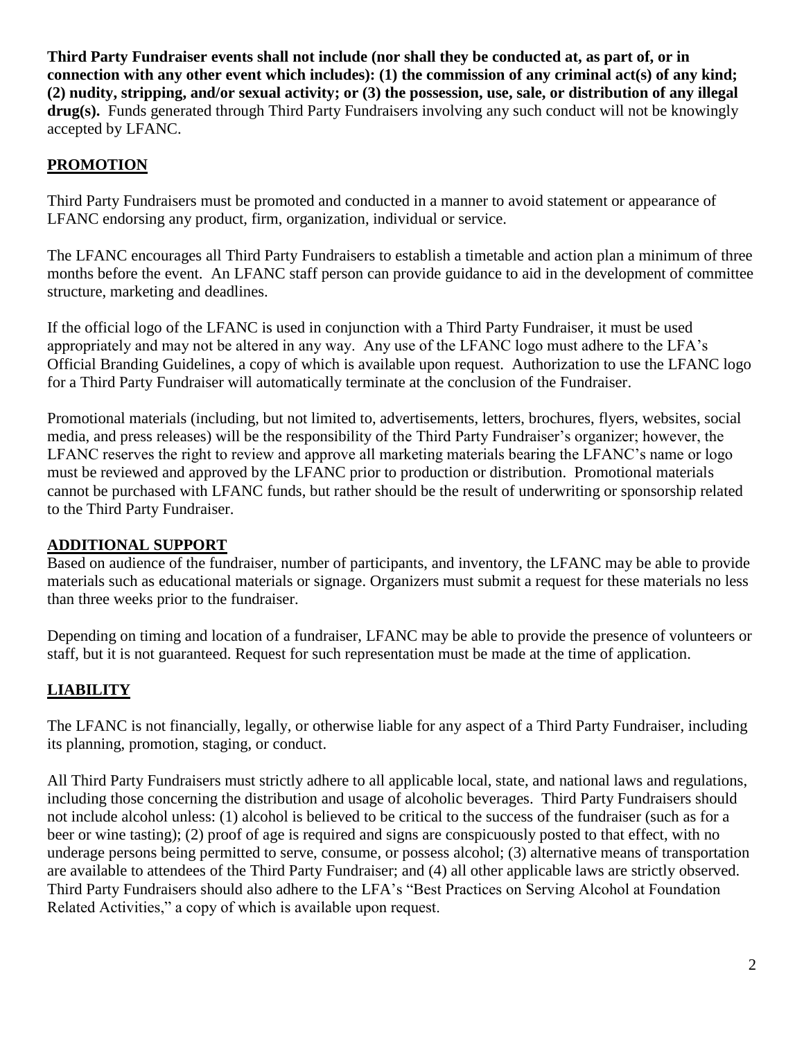**Third Party Fundraiser events shall not include (nor shall they be conducted at, as part of, or in connection with any other event which includes): (1) the commission of any criminal act(s) of any kind; (2) nudity, stripping, and/or sexual activity; or (3) the possession, use, sale, or distribution of any illegal drug(s).** Funds generated through Third Party Fundraisers involving any such conduct will not be knowingly accepted by LFANC.

## PROMOTION

Third Party Fundraisers must be promoted and conducted in a manner to avoid statement or appearance of LFANC endorsing any product, firm, organization, individual or service.

The LFANC encourages all Third Party Fundraisers to establish a timetable and action plan a minimum of three months before the event. An LFANC staff person can provide guidance to aid in the development of committee structure, marketing and deadlines.

If the official logo of the LFANC is used in conjunction with a Third Party Fundraiser, it must be used appropriately and may not be altered in any way. Any use of the LFANC logo must adhere to the LFA's Official Branding Guidelines, a copy of which is available upon request. Authorization to use the LFANC logo for a Third Party Fundraiser will automatically terminate at the conclusion of the Fundraiser.

Promotional materials (including, but not limited to, advertisements, letters, brochures, flyers, websites, social media, and press releases) will be the responsibility of the Third Party Fundraiser's organizer; however, the LFANC reserves the right to review and approve all marketing materials bearing the LFANC's name or logo must be reviewed and approved by the LFANC prior to production or distribution. Promotional materials cannot be purchased with LFANC funds, but rather should be the result of underwriting or sponsorship related to the Third Party Fundraiser.

## ADDITIONAL SUPPORT

Based on audience of the fundraiser, number of participants, and inventory, the LFANC may be able to provide materials such as educational materials or signage. Organizers must submit a request for these materials no less than three weeks prior to the fundraiser.

Depending on timing and location of a fundraiser, LFANC may be able to provide the presence of volunteers or staff, but it is not guaranteed. Request for such representation must be made at the time of application.

## LIABILITY

The LFANC is not financially, legally, or otherwise liable for any aspect of a Third Party Fundraiser, including its planning, promotion, staging, or conduct.

All Third Party Fundraisers must strictly adhere to all applicable local, state, and national laws and regulations, including those concerning the distribution and usage of alcoholic beverages. Third Party Fundraisers should not include alcohol unless: (1) alcohol is believed to be critical to the success of the fundraiser (such as for a beer or wine tasting); (2) proof of age is required and signs are conspicuously posted to that effect, with no underage persons being permitted to serve, consume, or possess alcohol; (3) alternative means of transportation are available to attendees of the Third Party Fundraiser; and (4) all other applicable laws are strictly observed. Third Party Fundraisers should also adhere to the LFA's "Best Practices on Serving Alcohol at Foundation Related Activities," a copy of which is available upon request.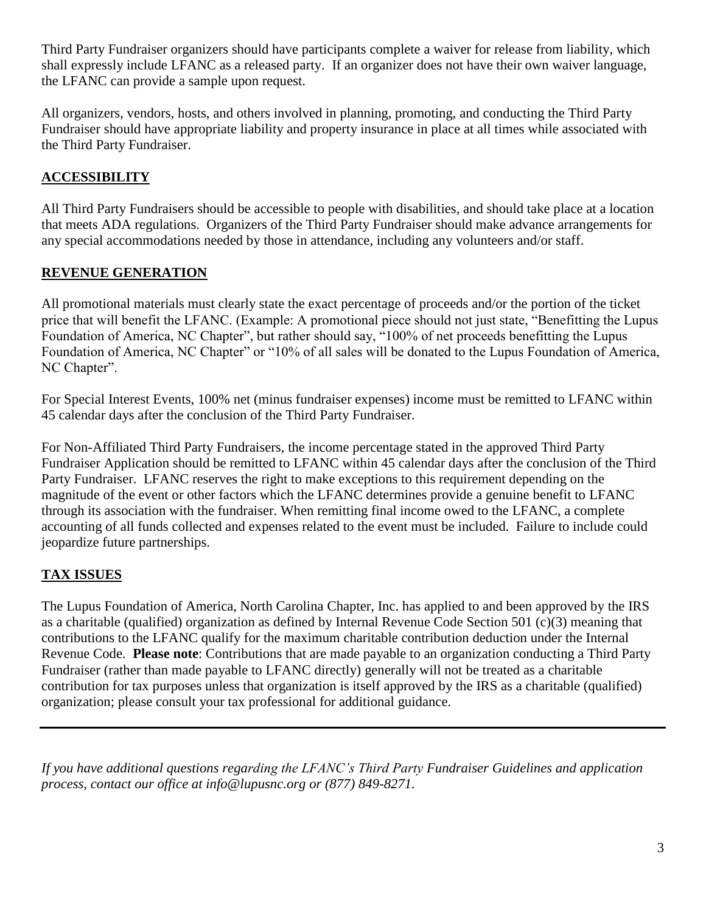Third Party Fundraiser organizers should have participants complete a waiver for release from liability, which shall expressly include LFANC as a released party. If an organizer does not have their own waiver language, the LFANC can provide a sample upon request.

All organizers, vendors, hosts, and others involved in planning, promoting, and conducting the Third Party Fundraiser should have appropriate liability and property insurance in place at all times while associated with the Third Party Fundraiser.

## ACCESSIBILITY

All Third Party Fundraisers should be accessible to people with disabilities, and should take place at a location that meets ADA regulations. Organizers of the Third Party Fundraiser should make advance arrangements for any special accommodations needed by those in attendance, including any volunteers and/or staff.

## REVENUE GENERATION

All promotional materials must clearly state the exact percentage of proceeds and/or the portion of the ticket price that will benefit the LFANC. (Example: A promotional piece should not just state, "Benefitting the Lupus Foundation of America, NC Chapter", but rather should say, "100% of net proceeds benefitting the Lupus Foundation of America, NC Chapter" or "10% of all sales will be donated to the Lupus Foundation of America, NC Chapter".

For Special Interest Events, 100% net (minus fundraiser expenses) income must be remitted to LFANC within 45 calendar days after the conclusion of the Third Party Fundraiser.

For Non-Affiliated Third Party Fundraisers, the income percentage stated in the approved Third Party Fundraiser Application should be remitted to LFANC within 45 calendar days after the conclusion of the Third Party Fundraiser. LFANC reserves the right to make exceptions to this requirement depending on the magnitude of the event or other factors which the LFANC determines provide a genuine benefit to LFANC through its association with the fundraiser. When remitting final income owed to the LFANC, a complete accounting of all funds collected and expenses related to the event must be included. Failure to include could jeopardize future partnerships.

## TAX ISSUES

The Lupus Foundation of America, North Carolina Chapter, Inc. has applied to and been approved by the IRS as a charitable (qualified) organization as defined by Internal Revenue Code Section 501 (c)(3) meaning that contributions to the LFANC qualify for the maximum charitable contribution deduction under the Internal Revenue Code. **Please note**: Contributions that are made payable to an organization conducting a Third Party Fundraiser (rather than made payable to LFANC directly) generally will not be treated as a charitable contribution for tax purposes unless that organization is itself approved by the IRS as a charitable (qualified) organization; please consult your tax professional for additional guidance.

---

*If you have additional questions regarding the LFANC's Third Party Fundraiser Guidelines and application process, contact our office at info@lupusnc.org or (877) 849-8271.*